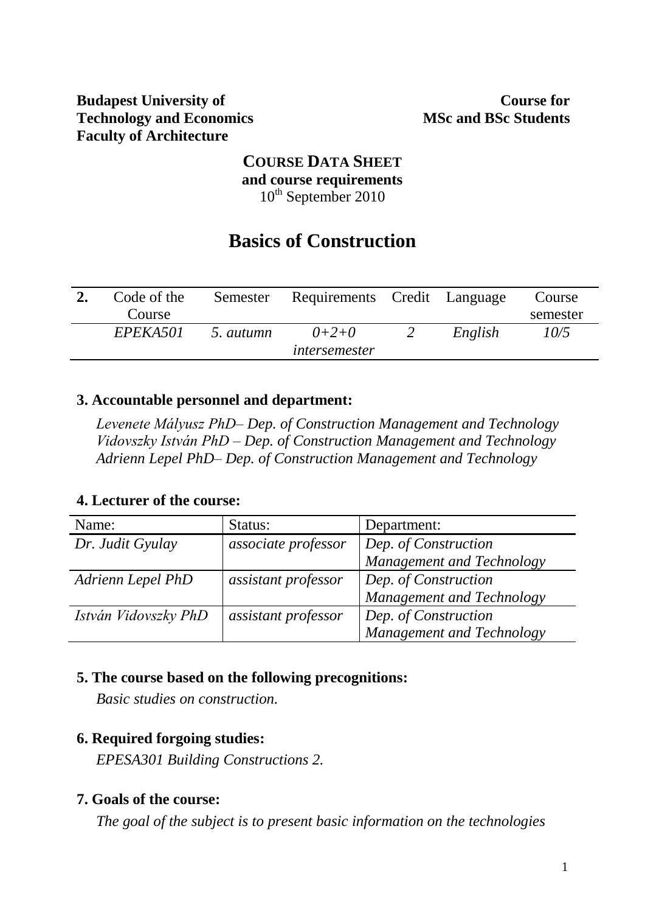**Budapest University of Technology and Economics**
**Faculty of Architecture**

**Course for MSc and BSc Students**

**COURSE DATA SHEET**
**and course requirements**
10th September 2010

# Basics of Construction

| **2.** | Code of the Course | Semester | Requirements | Credit | Language | Course semester |
|---|---|---|---|---|---|---|
| | *EPEKA501* | *5. autumn* | *0+2+0 intersemester* | *2* | *English* | *10/5* |

### 3. Accountable personnel and department:

*Levenete Mályusz PhD– Dep. of Construction Management and Technology*
*Vidovszky István PhD – Dep. of Construction Management and Technology*
*Adrienn Lepel PhD– Dep. of Construction Management and Technology*

### 4. Lecturer of the course:

| Name: | Status: | Department: |
|---|---|---|
| *Dr. Judit Gyulay* | *associate professor* | *Dep. of Construction Management and Technology* |
| *Adrienn Lepel PhD* | *assistant professor* | *Dep. of Construction Management and Technology* |
| *István Vidovszky PhD* | *assistant professor* | *Dep. of Construction Management and Technology* |

### 5. The course based on the following precognitions:

*Basic studies on construction.*

### 6. Required forgoing studies:

*EPESA301 Building Constructions 2.*

### 7. Goals of the course:

*The goal of the subject is to present basic information on the technologies*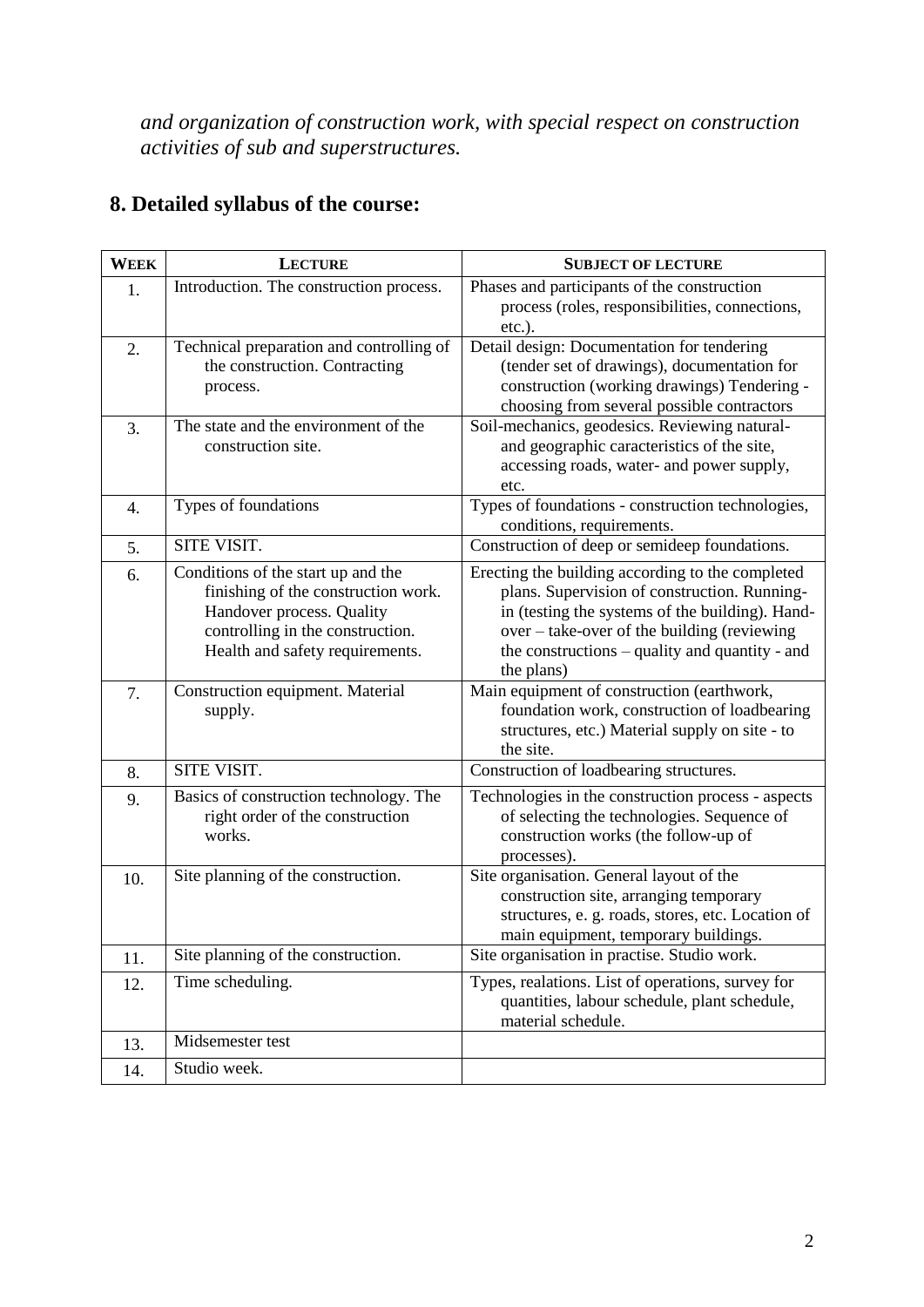*and organization of construction work, with special respect on construction activities of sub and superstructures.*

## 8. Detailed syllabus of the course:

| WEEK | LECTURE | SUBJECT OF LECTURE |
|---|---|---|
| 1. | Introduction. The construction process. | Phases and participants of the construction process (roles, responsibilities, connections, etc.). |
| 2. | Technical preparation and controlling of the construction. Contracting process. | Detail design: Documentation for tendering (tender set of drawings), documentation for construction (working drawings) Tendering - choosing from several possible contractors |
| 3. | The state and the environment of the construction site. | Soil-mechanics, geodesics. Reviewing natural- and geographic caracteristics of the site, accessing roads, water- and power supply, etc. |
| 4. | Types of foundations | Types of foundations - construction technologies, conditions, requirements. |
| 5. | SITE VISIT. | Construction of deep or semideep foundations. |
| 6. | Conditions of the start up and the finishing of the construction work. Handover process. Quality controlling in the construction. Health and safety requirements. | Erecting the building according to the completed plans. Supervision of construction. Running-in (testing the systems of the building). Hand-over – take-over of the building (reviewing the constructions – quality and quantity - and the plans) |
| 7. | Construction equipment. Material supply. | Main equipment of construction (earthwork, foundation work, construction of loadbearing structures, etc.) Material supply on site - to the site. |
| 8. | SITE VISIT. | Construction of loadbearing structures. |
| 9. | Basics of construction technology. The right order of the construction works. | Technologies in the construction process - aspects of selecting the technologies. Sequence of construction works (the follow-up of processes). |
| 10. | Site planning of the construction. | Site organisation. General layout of the construction site, arranging temporary structures, e. g. roads, stores, etc. Location of main equipment, temporary buildings. |
| 11. | Site planning of the construction. | Site organisation in practise. Studio work. |
| 12. | Time scheduling. | Types, realations. List of operations, survey for quantities, labour schedule, plant schedule, material schedule. |
| 13. | Midsemester test | |
| 14. | Studio week. | |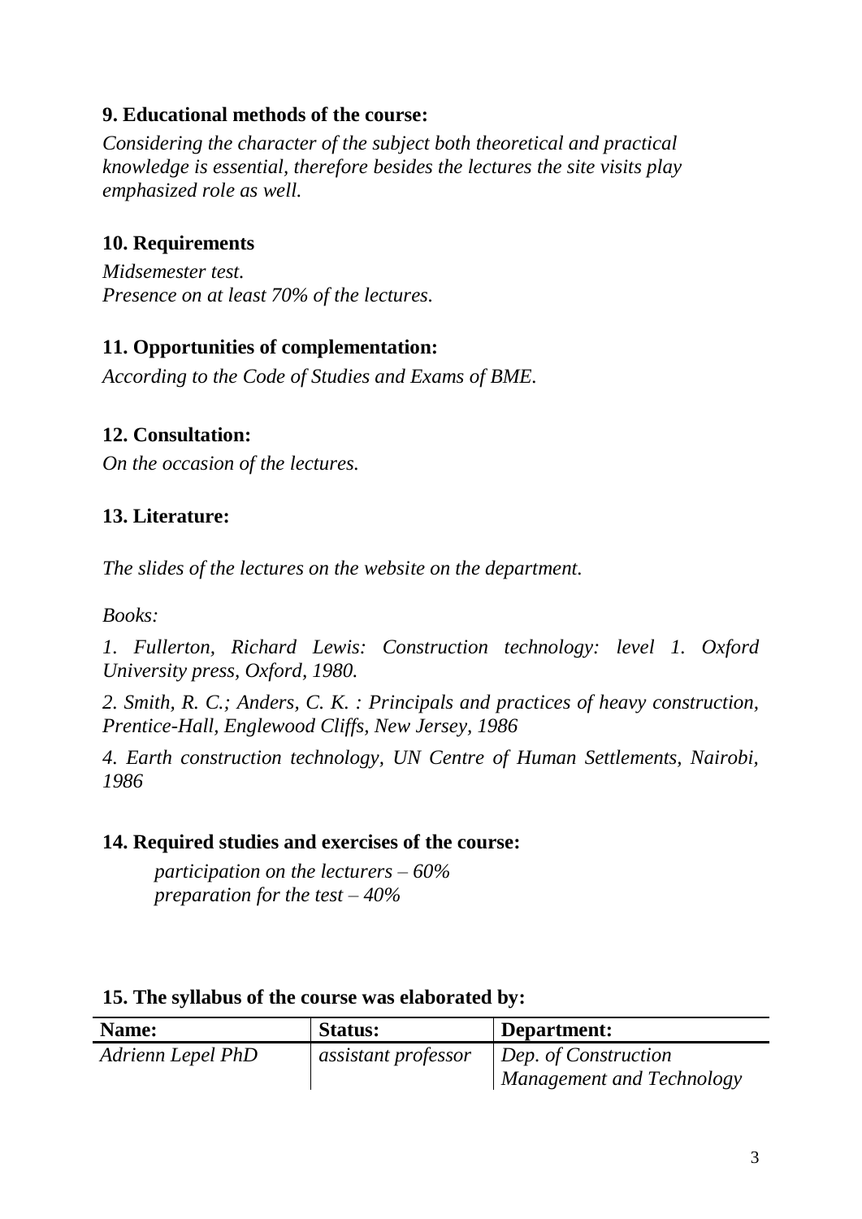## 9. Educational methods of the course:

*Considering the character of the subject both theoretical and practical knowledge is essential, therefore besides the lectures the site visits play emphasized role as well.*

## 10. Requirements

*Midsemester test.*
*Presence on at least 70% of the lectures.*

## 11. Opportunities of complementation:

*According to the Code of Studies and Exams of BME.*

## 12. Consultation:

*On the occasion of the lectures.*

## 13. Literature:

*The slides of the lectures on the website on the department.*

*Books:*

*1. Fullerton, Richard Lewis: Construction technology: level 1. Oxford University press, Oxford, 1980.*

*2. Smith, R. C.; Anders, C. K. : Principals and practices of heavy construction, Prentice-Hall, Englewood Cliffs, New Jersey, 1986*

*4. Earth construction technology, UN Centre of Human Settlements, Nairobi, 1986*

## 14. Required studies and exercises of the course:

*participation on the lecturers – 60%*
*preparation for the test – 40%*

## 15. The syllabus of the course was elaborated by:

| Name: | Status: | Department: |
| --- | --- | --- |
| *Adrienn Lepel PhD* | *assistant professor* | *Dep. of Construction Management and Technology* |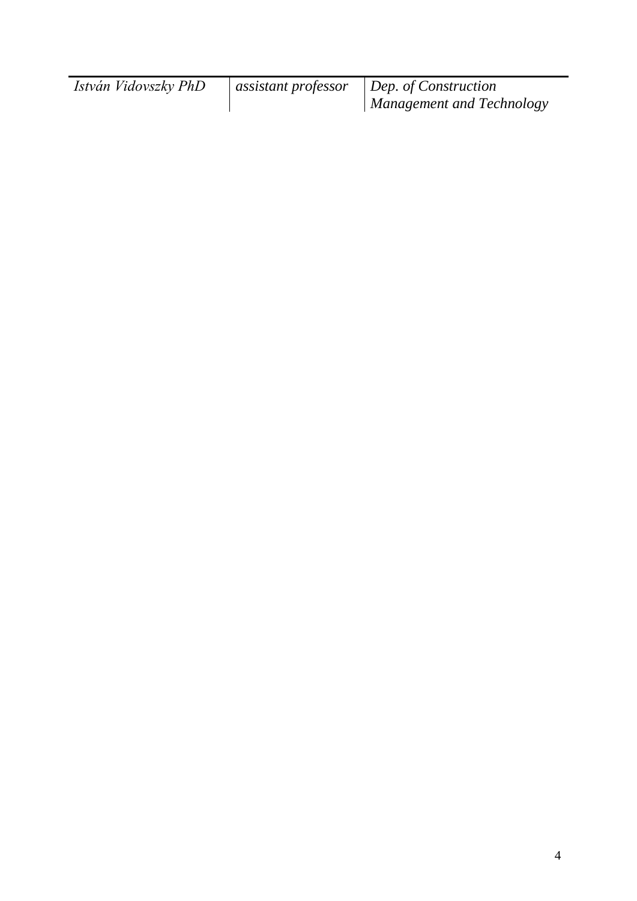| | | |
|---|---|---|
| *István Vidovszky PhD* | *assistant professor* | *Dep. of Construction Management and Technology* |